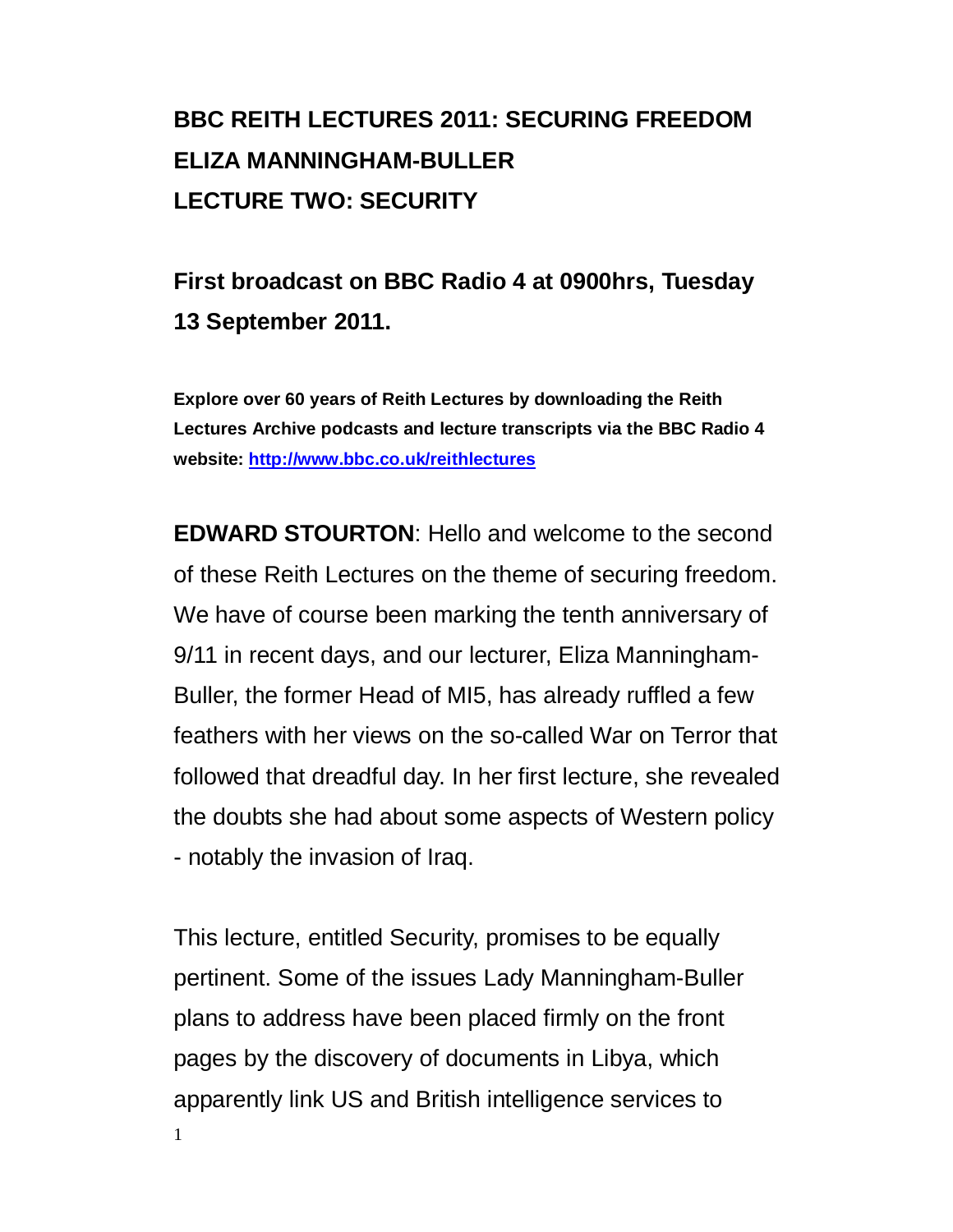# BBC REITH LECTURES 2011: SECURING FREEDOM
# ELIZA MANNINGHAM-BULLER
# LECTURE TWO: SECURITY

## First broadcast on BBC Radio 4 at 0900hrs, Tuesday 13 September 2011.

**Explore over 60 years of Reith Lectures by downloading the Reith Lectures Archive podcasts and lecture transcripts via the BBC Radio 4 website: [http://www.bbc.co.uk/reithlectures](http://www.bbc.co.uk/reithlectures)**

**EDWARD STOURTON**: Hello and welcome to the second of these Reith Lectures on the theme of securing freedom. We have of course been marking the tenth anniversary of 9/11 in recent days, and our lecturer, Eliza Manningham-Buller, the former Head of MI5, has already ruffled a few feathers with her views on the so-called War on Terror that followed that dreadful day. In her first lecture, she revealed the doubts she had about some aspects of Western policy - notably the invasion of Iraq.

This lecture, entitled Security, promises to be equally pertinent. Some of the issues Lady Manningham-Buller plans to address have been placed firmly on the front pages by the discovery of documents in Libya, which apparently link US and British intelligence services to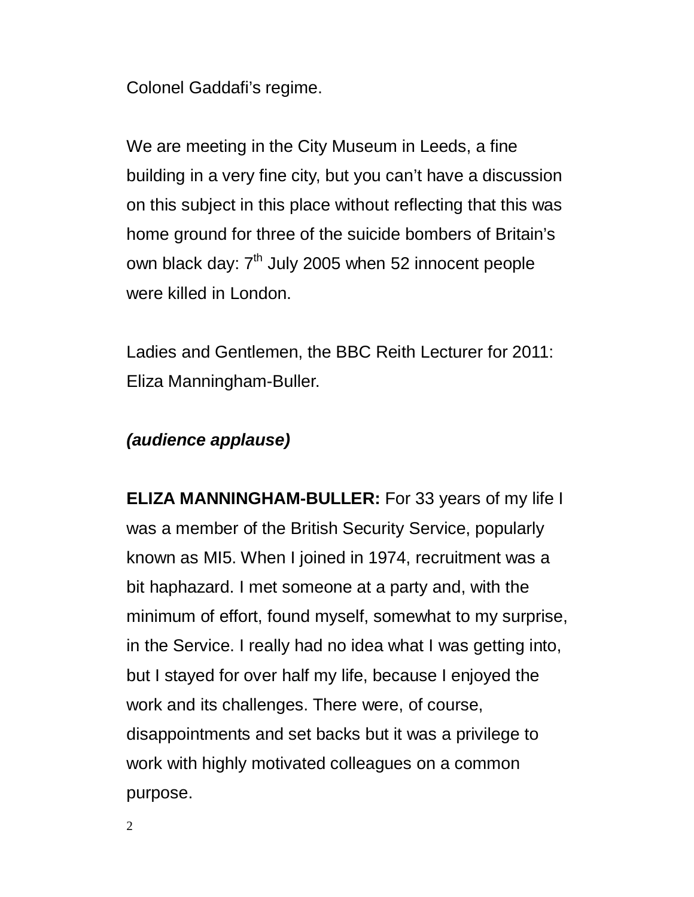Colonel Gaddafi's regime.

We are meeting in the City Museum in Leeds, a fine building in a very fine city, but you can't have a discussion on this subject in this place without reflecting that this was home ground for three of the suicide bombers of Britain's own black day: 7th July 2005 when 52 innocent people were killed in London.

Ladies and Gentlemen, the BBC Reith Lecturer for 2011: Eliza Manningham-Buller.

***(audience applause)***

**ELIZA MANNINGHAM-BULLER:** For 33 years of my life I was a member of the British Security Service, popularly known as MI5. When I joined in 1974, recruitment was a bit haphazard. I met someone at a party and, with the minimum of effort, found myself, somewhat to my surprise, in the Service. I really had no idea what I was getting into, but I stayed for over half my life, because I enjoyed the work and its challenges. There were, of course, disappointments and set backs but it was a privilege to work with highly motivated colleagues on a common purpose.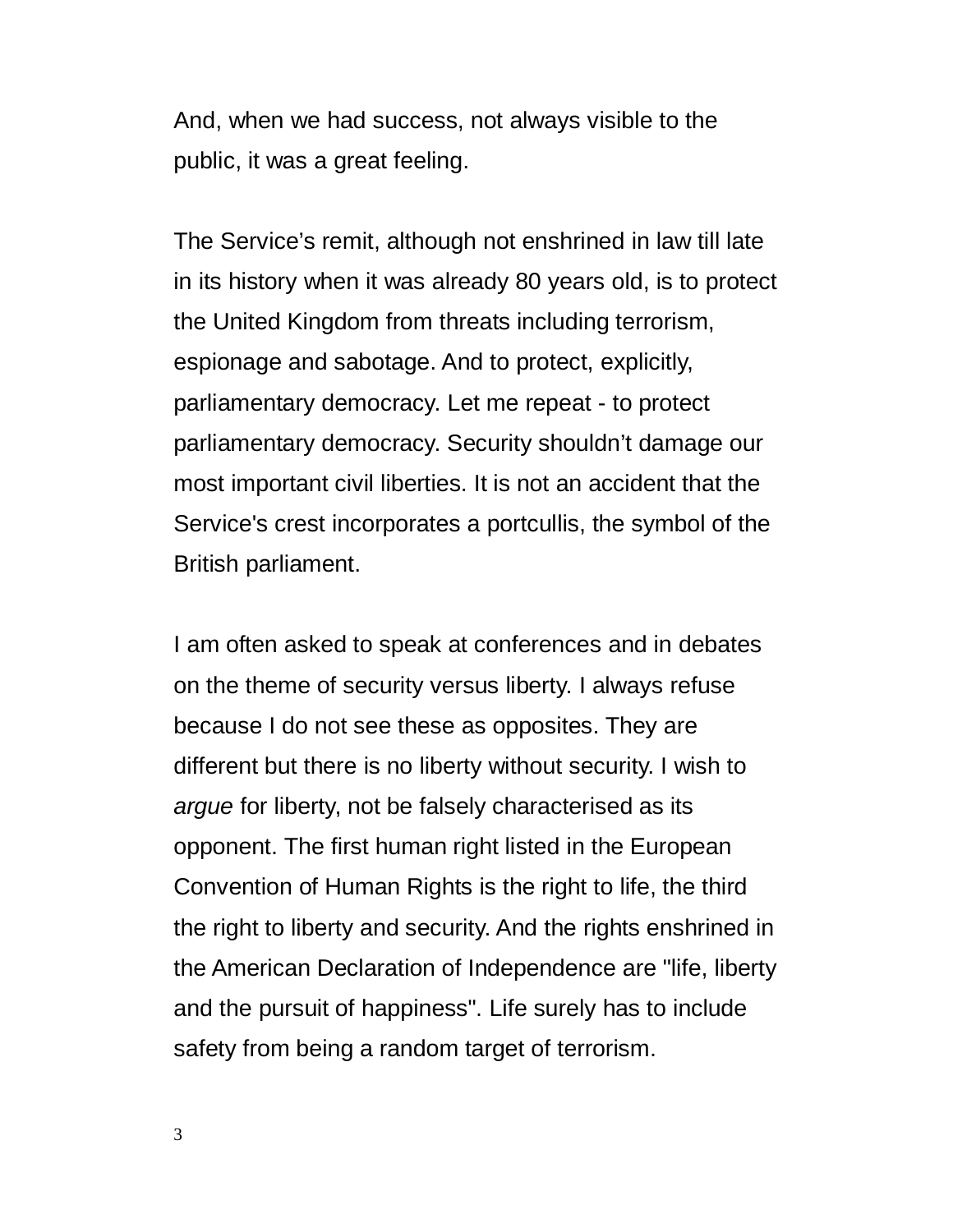And, when we had success, not always visible to the public, it was a great feeling.

The Service’s remit, although not enshrined in law till late in its history when it was already 80 years old, is to protect the United Kingdom from threats including terrorism, espionage and sabotage. And to protect, explicitly, parliamentary democracy. Let me repeat - to protect parliamentary democracy. Security shouldn’t damage our most important civil liberties. It is not an accident that the Service's crest incorporates a portcullis, the symbol of the British parliament.

I am often asked to speak at conferences and in debates on the theme of security versus liberty. I always refuse because I do not see these as opposites. They are different but there is no liberty without security. I wish to *argue* for liberty, not be falsely characterised as its opponent. The first human right listed in the European Convention of Human Rights is the right to life, the third the right to liberty and security. And the rights enshrined in the American Declaration of Independence are "life, liberty and the pursuit of happiness". Life surely has to include safety from being a random target of terrorism.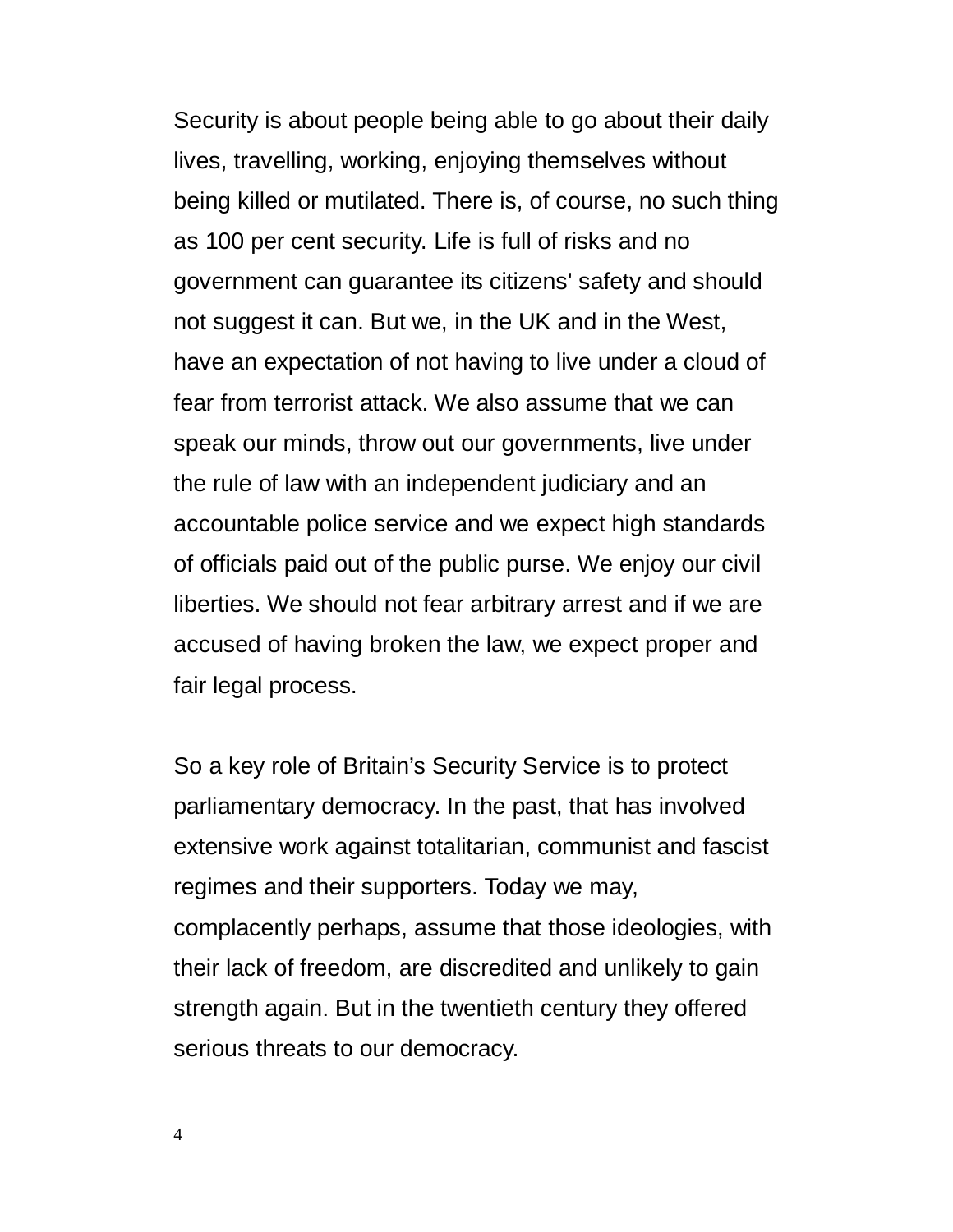Security is about people being able to go about their daily lives, travelling, working, enjoying themselves without being killed or mutilated. There is, of course, no such thing as 100 per cent security. Life is full of risks and no government can guarantee its citizens' safety and should not suggest it can. But we, in the UK and in the West, have an expectation of not having to live under a cloud of fear from terrorist attack. We also assume that we can speak our minds, throw out our governments, live under the rule of law with an independent judiciary and an accountable police service and we expect high standards of officials paid out of the public purse. We enjoy our civil liberties. We should not fear arbitrary arrest and if we are accused of having broken the law, we expect proper and fair legal process.

So a key role of Britain's Security Service is to protect parliamentary democracy. In the past, that has involved extensive work against totalitarian, communist and fascist regimes and their supporters. Today we may, complacently perhaps, assume that those ideologies, with their lack of freedom, are discredited and unlikely to gain strength again. But in the twentieth century they offered serious threats to our democracy.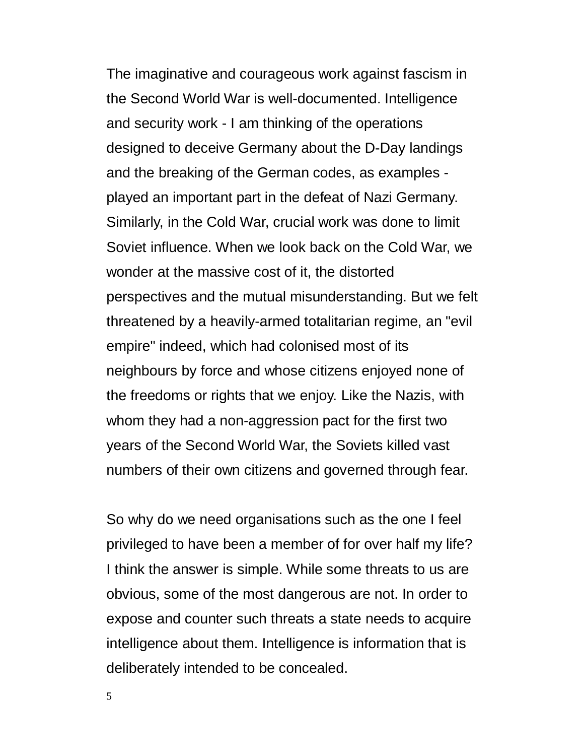The imaginative and courageous work against fascism in the Second World War is well-documented. Intelligence and security work - I am thinking of the operations designed to deceive Germany about the D-Day landings and the breaking of the German codes, as examples - played an important part in the defeat of Nazi Germany. Similarly, in the Cold War, crucial work was done to limit Soviet influence. When we look back on the Cold War, we wonder at the massive cost of it, the distorted perspectives and the mutual misunderstanding. But we felt threatened by a heavily-armed totalitarian regime, an "evil empire" indeed, which had colonised most of its neighbours by force and whose citizens enjoyed none of the freedoms or rights that we enjoy. Like the Nazis, with whom they had a non-aggression pact for the first two years of the Second World War, the Soviets killed vast numbers of their own citizens and governed through fear.

So why do we need organisations such as the one I feel privileged to have been a member of for over half my life? I think the answer is simple. While some threats to us are obvious, some of the most dangerous are not. In order to expose and counter such threats a state needs to acquire intelligence about them. Intelligence is information that is deliberately intended to be concealed.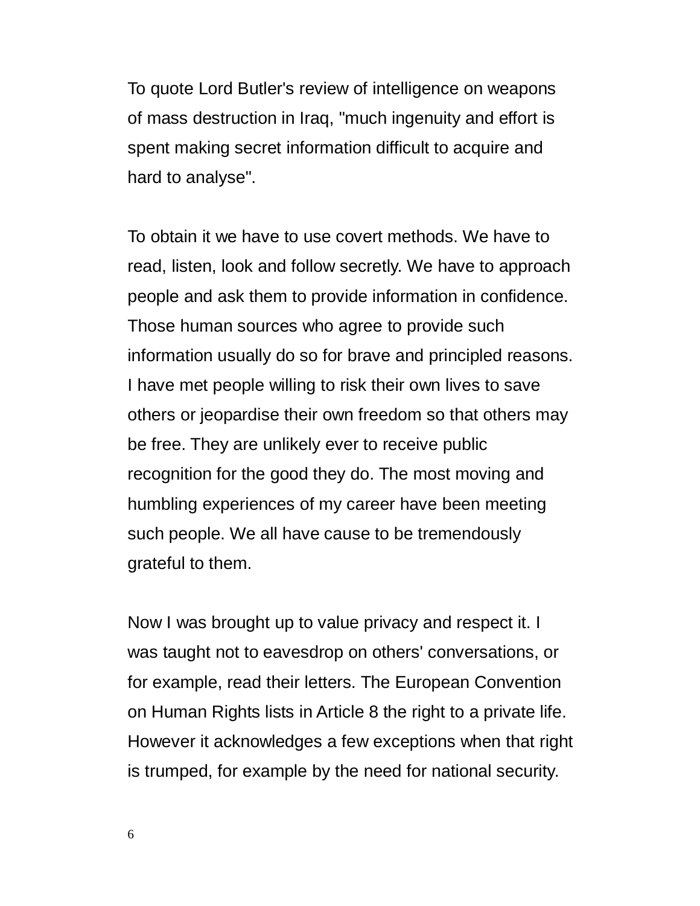To quote Lord Butler's review of intelligence on weapons of mass destruction in Iraq, "much ingenuity and effort is spent making secret information difficult to acquire and hard to analyse".

To obtain it we have to use covert methods. We have to read, listen, look and follow secretly. We have to approach people and ask them to provide information in confidence. Those human sources who agree to provide such information usually do so for brave and principled reasons. I have met people willing to risk their own lives to save others or jeopardise their own freedom so that others may be free. They are unlikely ever to receive public recognition for the good they do. The most moving and humbling experiences of my career have been meeting such people. We all have cause to be tremendously grateful to them.

Now I was brought up to value privacy and respect it. I was taught not to eavesdrop on others' conversations, or for example, read their letters. The European Convention on Human Rights lists in Article 8 the right to a private life. However it acknowledges a few exceptions when that right is trumped, for example by the need for national security.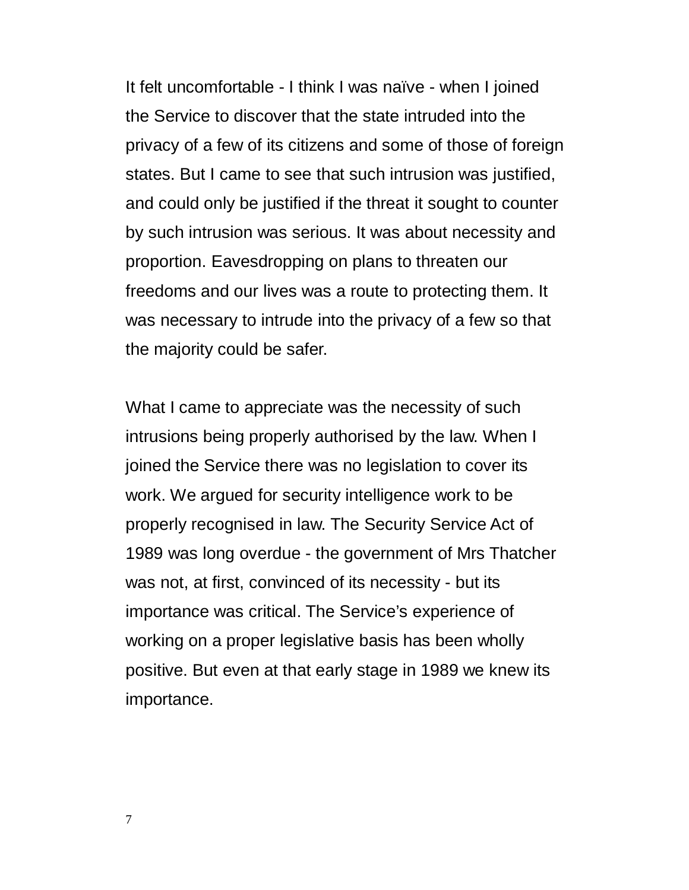It felt uncomfortable - I think I was naïve - when I joined the Service to discover that the state intruded into the privacy of a few of its citizens and some of those of foreign states. But I came to see that such intrusion was justified, and could only be justified if the threat it sought to counter by such intrusion was serious. It was about necessity and proportion. Eavesdropping on plans to threaten our freedoms and our lives was a route to protecting them. It was necessary to intrude into the privacy of a few so that the majority could be safer.

What I came to appreciate was the necessity of such intrusions being properly authorised by the law. When I joined the Service there was no legislation to cover its work. We argued for security intelligence work to be properly recognised in law. The Security Service Act of 1989 was long overdue - the government of Mrs Thatcher was not, at first, convinced of its necessity - but its importance was critical. The Service's experience of working on a proper legislative basis has been wholly positive. But even at that early stage in 1989 we knew its importance.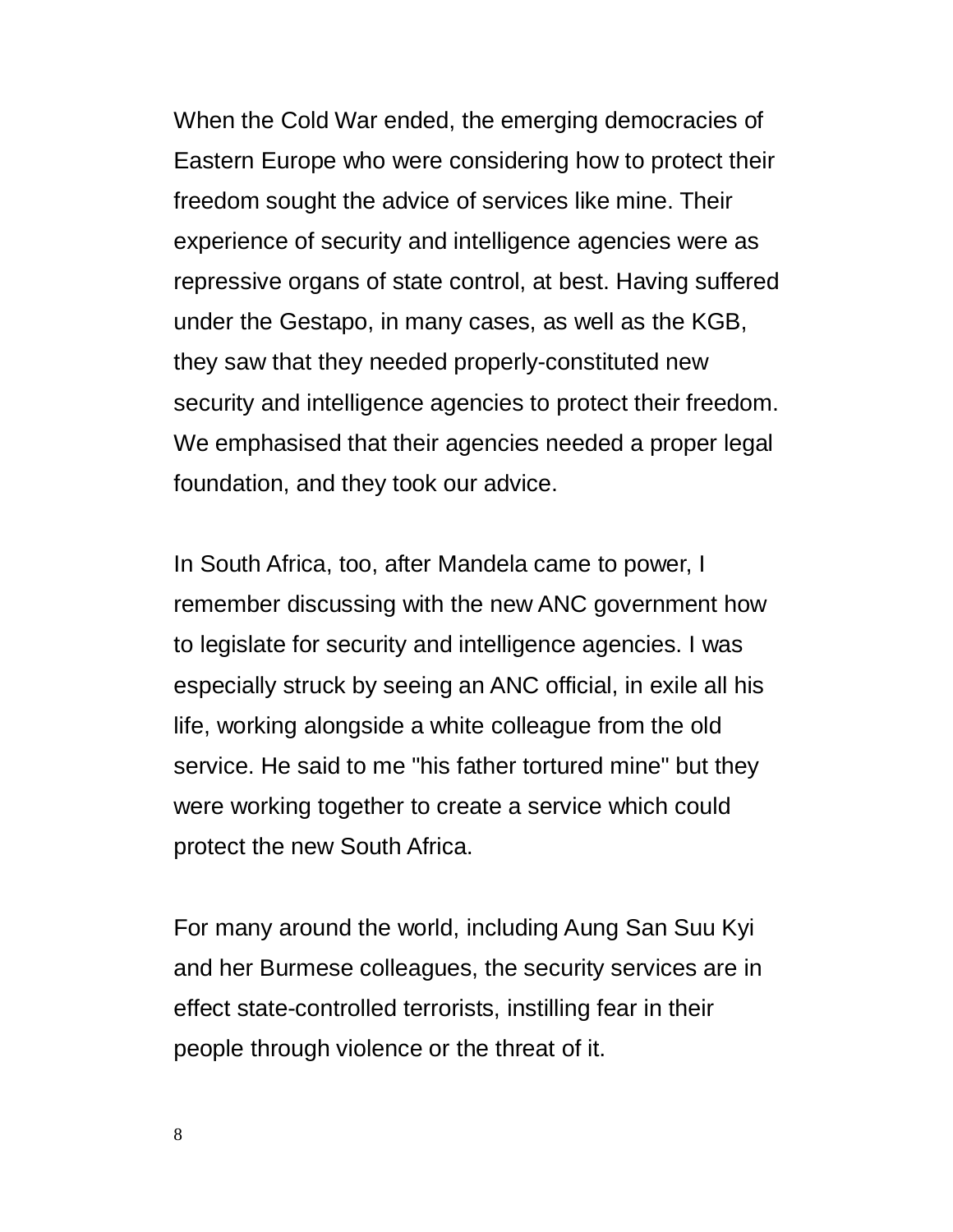When the Cold War ended, the emerging democracies of Eastern Europe who were considering how to protect their freedom sought the advice of services like mine. Their experience of security and intelligence agencies were as repressive organs of state control, at best. Having suffered under the Gestapo, in many cases, as well as the KGB, they saw that they needed properly-constituted new security and intelligence agencies to protect their freedom. We emphasised that their agencies needed a proper legal foundation, and they took our advice.

In South Africa, too, after Mandela came to power, I remember discussing with the new ANC government how to legislate for security and intelligence agencies. I was especially struck by seeing an ANC official, in exile all his life, working alongside a white colleague from the old service. He said to me "his father tortured mine" but they were working together to create a service which could protect the new South Africa.

For many around the world, including Aung San Suu Kyi and her Burmese colleagues, the security services are in effect state-controlled terrorists, instilling fear in their people through violence or the threat of it.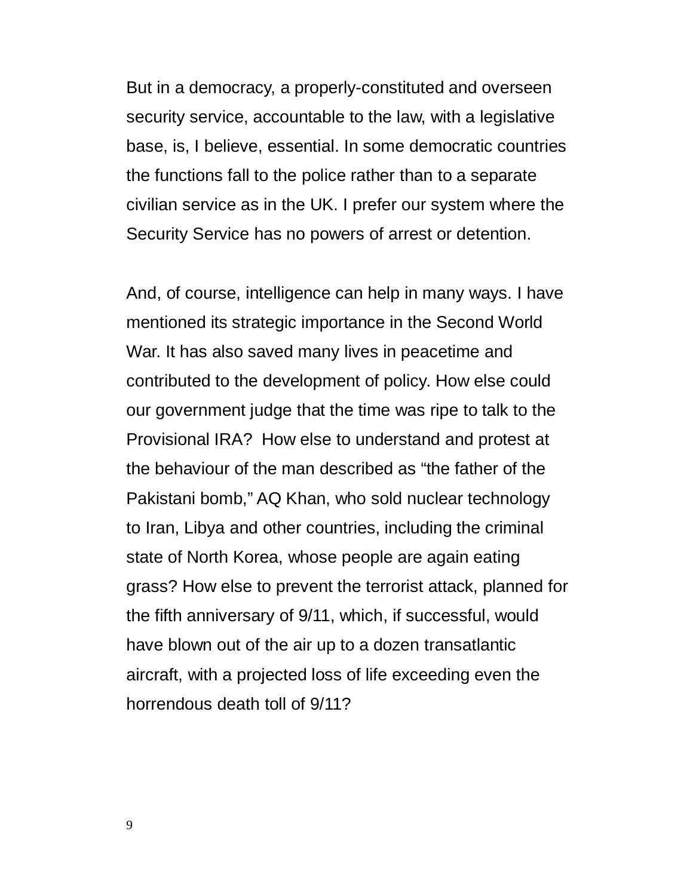But in a democracy, a properly-constituted and overseen security service, accountable to the law, with a legislative base, is, I believe, essential. In some democratic countries the functions fall to the police rather than to a separate civilian service as in the UK. I prefer our system where the Security Service has no powers of arrest or detention.

And, of course, intelligence can help in many ways. I have mentioned its strategic importance in the Second World War. It has also saved many lives in peacetime and contributed to the development of policy. How else could our government judge that the time was ripe to talk to the Provisional IRA? How else to understand and protest at the behaviour of the man described as “the father of the Pakistani bomb,” AQ Khan, who sold nuclear technology to Iran, Libya and other countries, including the criminal state of North Korea, whose people are again eating grass? How else to prevent the terrorist attack, planned for the fifth anniversary of 9/11, which, if successful, would have blown out of the air up to a dozen transatlantic aircraft, with a projected loss of life exceeding even the horrendous death toll of 9/11?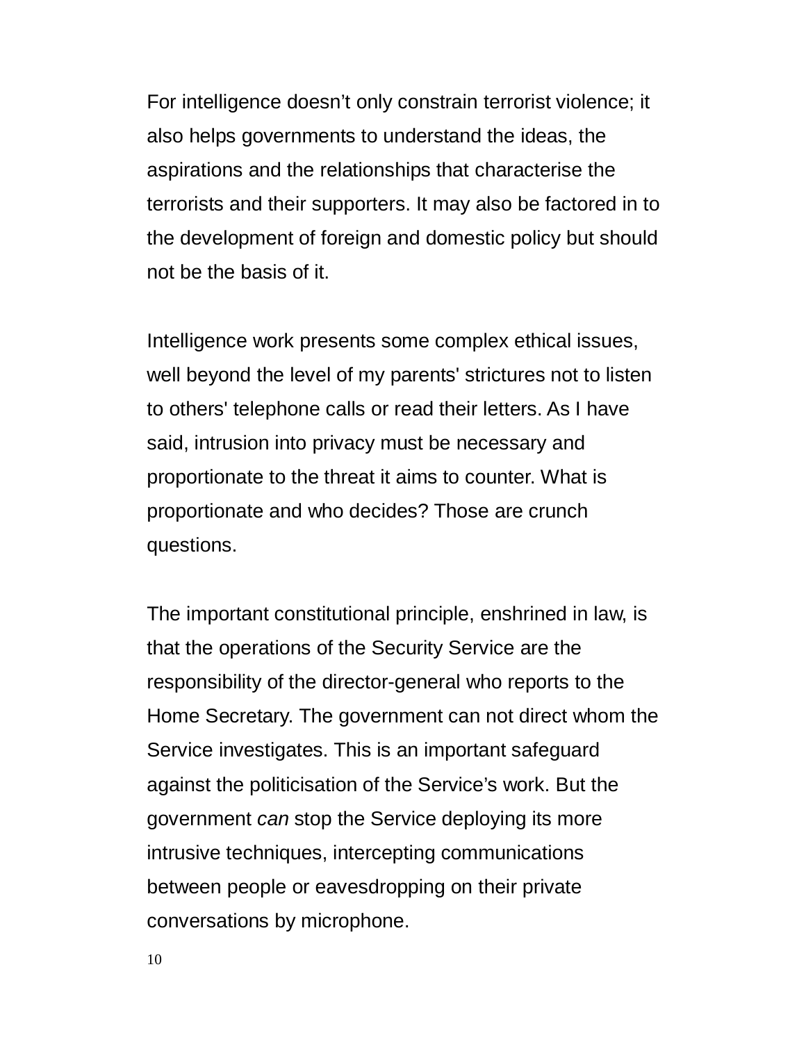For intelligence doesn’t only constrain terrorist violence; it also helps governments to understand the ideas, the aspirations and the relationships that characterise the terrorists and their supporters. It may also be factored in to the development of foreign and domestic policy but should not be the basis of it.

Intelligence work presents some complex ethical issues, well beyond the level of my parents' strictures not to listen to others' telephone calls or read their letters. As I have said, intrusion into privacy must be necessary and proportionate to the threat it aims to counter. What is proportionate and who decides? Those are crunch questions.

The important constitutional principle, enshrined in law, is that the operations of the Security Service are the responsibility of the director-general who reports to the Home Secretary. The government can not direct whom the Service investigates. This is an important safeguard against the politicisation of the Service’s work. But the government *can* stop the Service deploying its more intrusive techniques, intercepting communications between people or eavesdropping on their private conversations by microphone.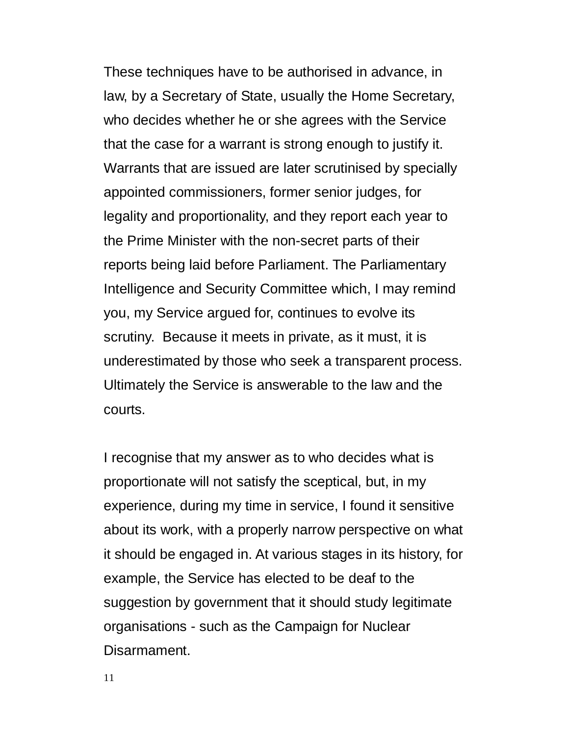These techniques have to be authorised in advance, in law, by a Secretary of State, usually the Home Secretary, who decides whether he or she agrees with the Service that the case for a warrant is strong enough to justify it. Warrants that are issued are later scrutinised by specially appointed commissioners, former senior judges, for legality and proportionality, and they report each year to the Prime Minister with the non-secret parts of their reports being laid before Parliament. The Parliamentary Intelligence and Security Committee which, I may remind you, my Service argued for, continues to evolve its scrutiny. Because it meets in private, as it must, it is underestimated by those who seek a transparent process. Ultimately the Service is answerable to the law and the courts.

I recognise that my answer as to who decides what is proportionate will not satisfy the sceptical, but, in my experience, during my time in service, I found it sensitive about its work, with a properly narrow perspective on what it should be engaged in. At various stages in its history, for example, the Service has elected to be deaf to the suggestion by government that it should study legitimate organisations - such as the Campaign for Nuclear Disarmament.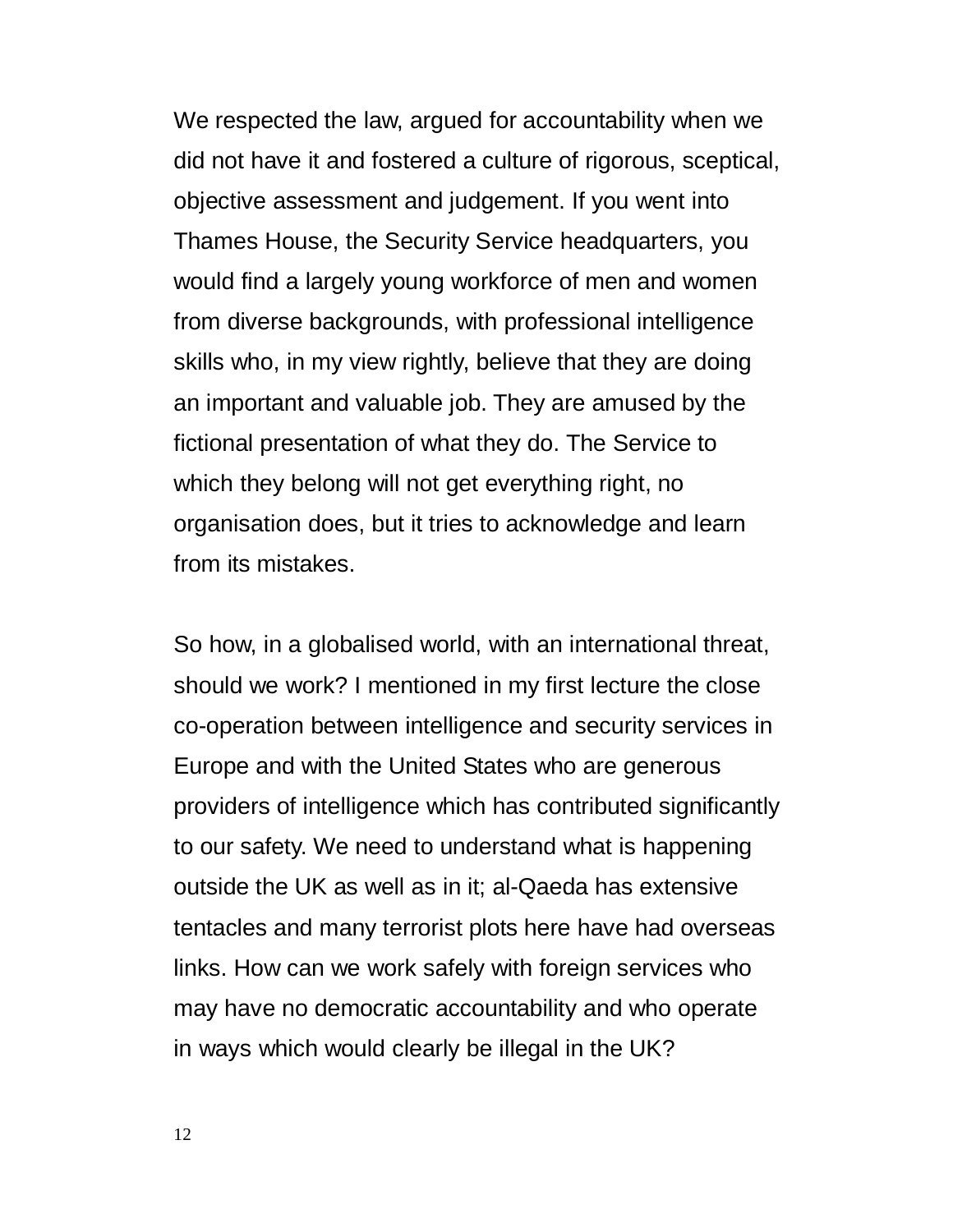We respected the law, argued for accountability when we did not have it and fostered a culture of rigorous, sceptical, objective assessment and judgement. If you went into Thames House, the Security Service headquarters, you would find a largely young workforce of men and women from diverse backgrounds, with professional intelligence skills who, in my view rightly, believe that they are doing an important and valuable job. They are amused by the fictional presentation of what they do. The Service to which they belong will not get everything right, no organisation does, but it tries to acknowledge and learn from its mistakes.

So how, in a globalised world, with an international threat, should we work? I mentioned in my first lecture the close co-operation between intelligence and security services in Europe and with the United States who are generous providers of intelligence which has contributed significantly to our safety. We need to understand what is happening outside the UK as well as in it; al-Qaeda has extensive tentacles and many terrorist plots here have had overseas links. How can we work safely with foreign services who may have no democratic accountability and who operate in ways which would clearly be illegal in the UK?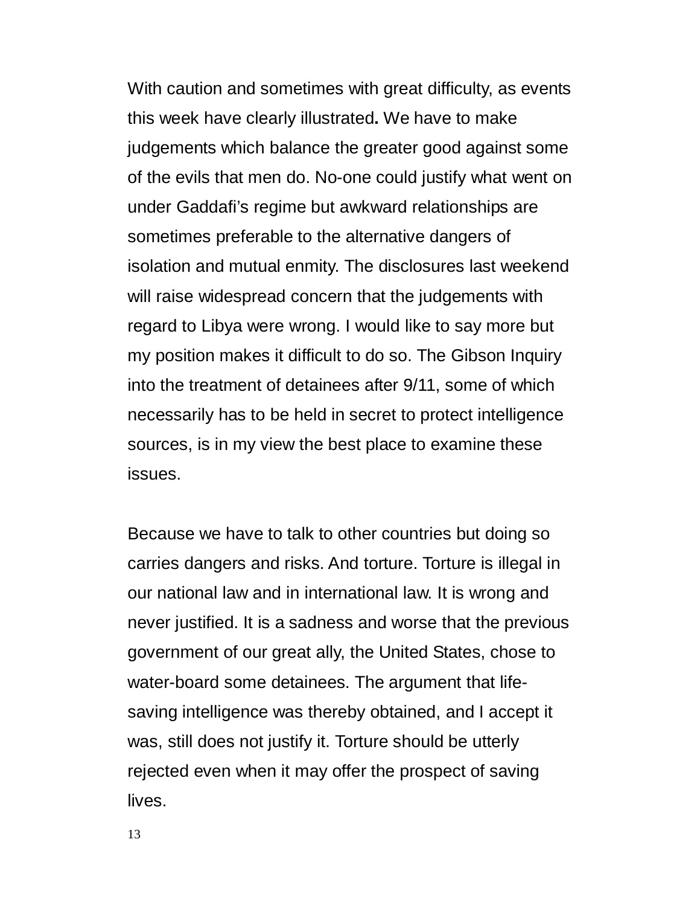With caution and sometimes with great difficulty, as events this week have clearly illustrated**.** We have to make judgements which balance the greater good against some of the evils that men do. No-one could justify what went on under Gaddafi's regime but awkward relationships are sometimes preferable to the alternative dangers of isolation and mutual enmity. The disclosures last weekend will raise widespread concern that the judgements with regard to Libya were wrong. I would like to say more but my position makes it difficult to do so. The Gibson Inquiry into the treatment of detainees after 9/11, some of which necessarily has to be held in secret to protect intelligence sources, is in my view the best place to examine these issues.

Because we have to talk to other countries but doing so carries dangers and risks. And torture. Torture is illegal in our national law and in international law. It is wrong and never justified. It is a sadness and worse that the previous government of our great ally, the United States, chose to water-board some detainees. The argument that life-saving intelligence was thereby obtained, and I accept it was, still does not justify it. Torture should be utterly rejected even when it may offer the prospect of saving lives.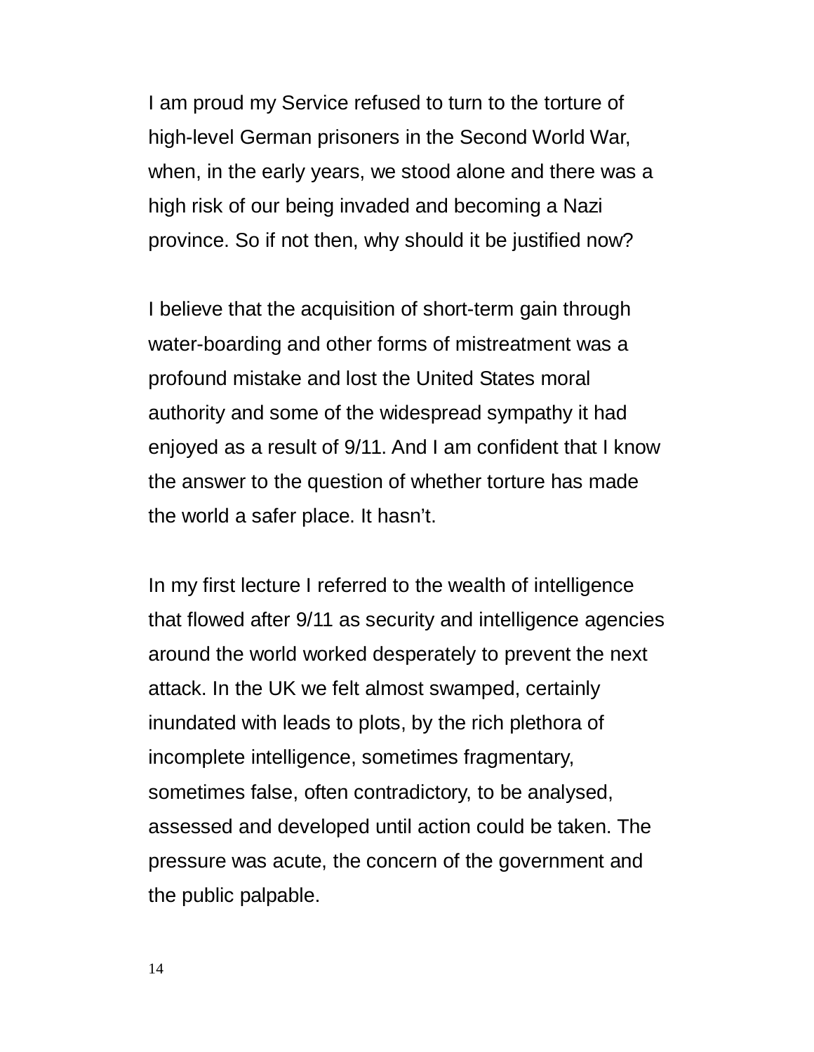I am proud my Service refused to turn to the torture of high-level German prisoners in the Second World War, when, in the early years, we stood alone and there was a high risk of our being invaded and becoming a Nazi province. So if not then, why should it be justified now?

I believe that the acquisition of short-term gain through water-boarding and other forms of mistreatment was a profound mistake and lost the United States moral authority and some of the widespread sympathy it had enjoyed as a result of 9/11. And I am confident that I know the answer to the question of whether torture has made the world a safer place. It hasn't.

In my first lecture I referred to the wealth of intelligence that flowed after 9/11 as security and intelligence agencies around the world worked desperately to prevent the next attack. In the UK we felt almost swamped, certainly inundated with leads to plots, by the rich plethora of incomplete intelligence, sometimes fragmentary, sometimes false, often contradictory, to be analysed, assessed and developed until action could be taken. The pressure was acute, the concern of the government and the public palpable.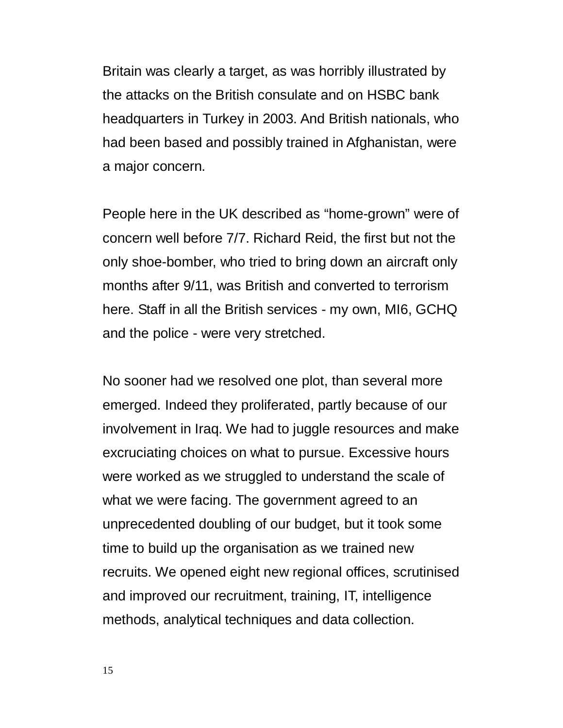Britain was clearly a target, as was horribly illustrated by the attacks on the British consulate and on HSBC bank headquarters in Turkey in 2003. And British nationals, who had been based and possibly trained in Afghanistan, were a major concern.

People here in the UK described as “home-grown” were of concern well before 7/7. Richard Reid, the first but not the only shoe-bomber, who tried to bring down an aircraft only months after 9/11, was British and converted to terrorism here. Staff in all the British services - my own, MI6, GCHQ and the police - were very stretched.

No sooner had we resolved one plot, than several more emerged. Indeed they proliferated, partly because of our involvement in Iraq. We had to juggle resources and make excruciating choices on what to pursue. Excessive hours were worked as we struggled to understand the scale of what we were facing. The government agreed to an unprecedented doubling of our budget, but it took some time to build up the organisation as we trained new recruits. We opened eight new regional offices, scrutinised and improved our recruitment, training, IT, intelligence methods, analytical techniques and data collection.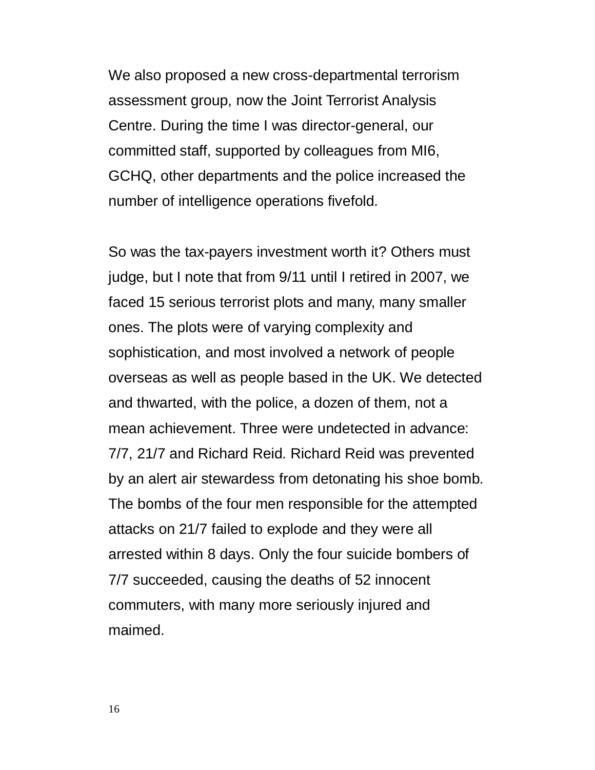We also proposed a new cross-departmental terrorism assessment group, now the Joint Terrorist Analysis Centre. During the time I was director-general, our committed staff, supported by colleagues from MI6, GCHQ, other departments and the police increased the number of intelligence operations fivefold.

So was the tax-payers investment worth it? Others must judge, but I note that from 9/11 until I retired in 2007, we faced 15 serious terrorist plots and many, many smaller ones. The plots were of varying complexity and sophistication, and most involved a network of people overseas as well as people based in the UK. We detected and thwarted, with the police, a dozen of them, not a mean achievement. Three were undetected in advance: 7/7, 21/7 and Richard Reid. Richard Reid was prevented by an alert air stewardess from detonating his shoe bomb. The bombs of the four men responsible for the attempted attacks on 21/7 failed to explode and they were all arrested within 8 days. Only the four suicide bombers of 7/7 succeeded, causing the deaths of 52 innocent commuters, with many more seriously injured and maimed.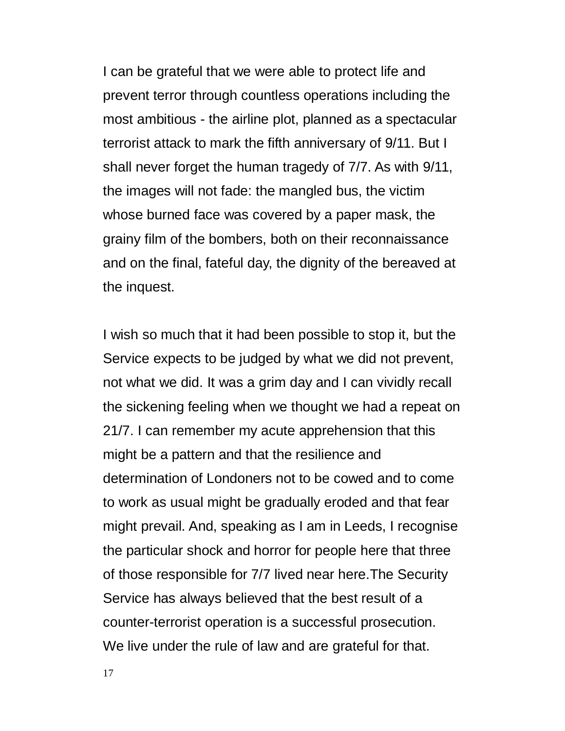I can be grateful that we were able to protect life and prevent terror through countless operations including the most ambitious - the airline plot, planned as a spectacular terrorist attack to mark the fifth anniversary of 9/11. But I shall never forget the human tragedy of 7/7. As with 9/11, the images will not fade: the mangled bus, the victim whose burned face was covered by a paper mask, the grainy film of the bombers, both on their reconnaissance and on the final, fateful day, the dignity of the bereaved at the inquest.

I wish so much that it had been possible to stop it, but the Service expects to be judged by what we did not prevent, not what we did. It was a grim day and I can vividly recall the sickening feeling when we thought we had a repeat on 21/7. I can remember my acute apprehension that this might be a pattern and that the resilience and determination of Londoners not to be cowed and to come to work as usual might be gradually eroded and that fear might prevail. And, speaking as I am in Leeds, I recognise the particular shock and horror for people here that three of those responsible for 7/7 lived near here.The Security Service has always believed that the best result of a counter-terrorist operation is a successful prosecution. We live under the rule of law and are grateful for that.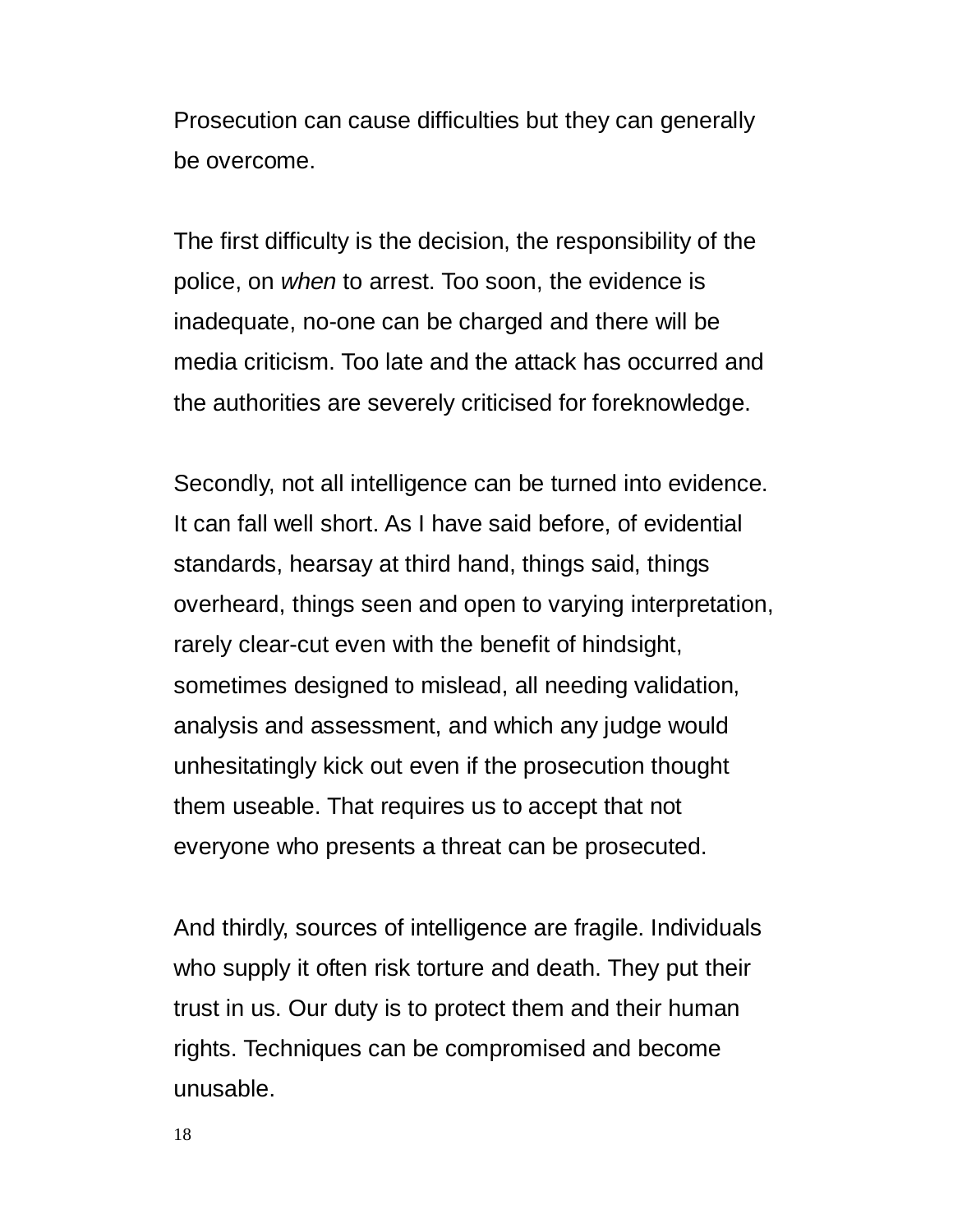Prosecution can cause difficulties but they can generally be overcome.

The first difficulty is the decision, the responsibility of the police, on *when* to arrest. Too soon, the evidence is inadequate, no-one can be charged and there will be media criticism. Too late and the attack has occurred and the authorities are severely criticised for foreknowledge.

Secondly, not all intelligence can be turned into evidence. It can fall well short. As I have said before, of evidential standards, hearsay at third hand, things said, things overheard, things seen and open to varying interpretation, rarely clear-cut even with the benefit of hindsight, sometimes designed to mislead, all needing validation, analysis and assessment, and which any judge would unhesitatingly kick out even if the prosecution thought them useable. That requires us to accept that not everyone who presents a threat can be prosecuted.

And thirdly, sources of intelligence are fragile. Individuals who supply it often risk torture and death. They put their trust in us. Our duty is to protect them and their human rights. Techniques can be compromised and become unusable.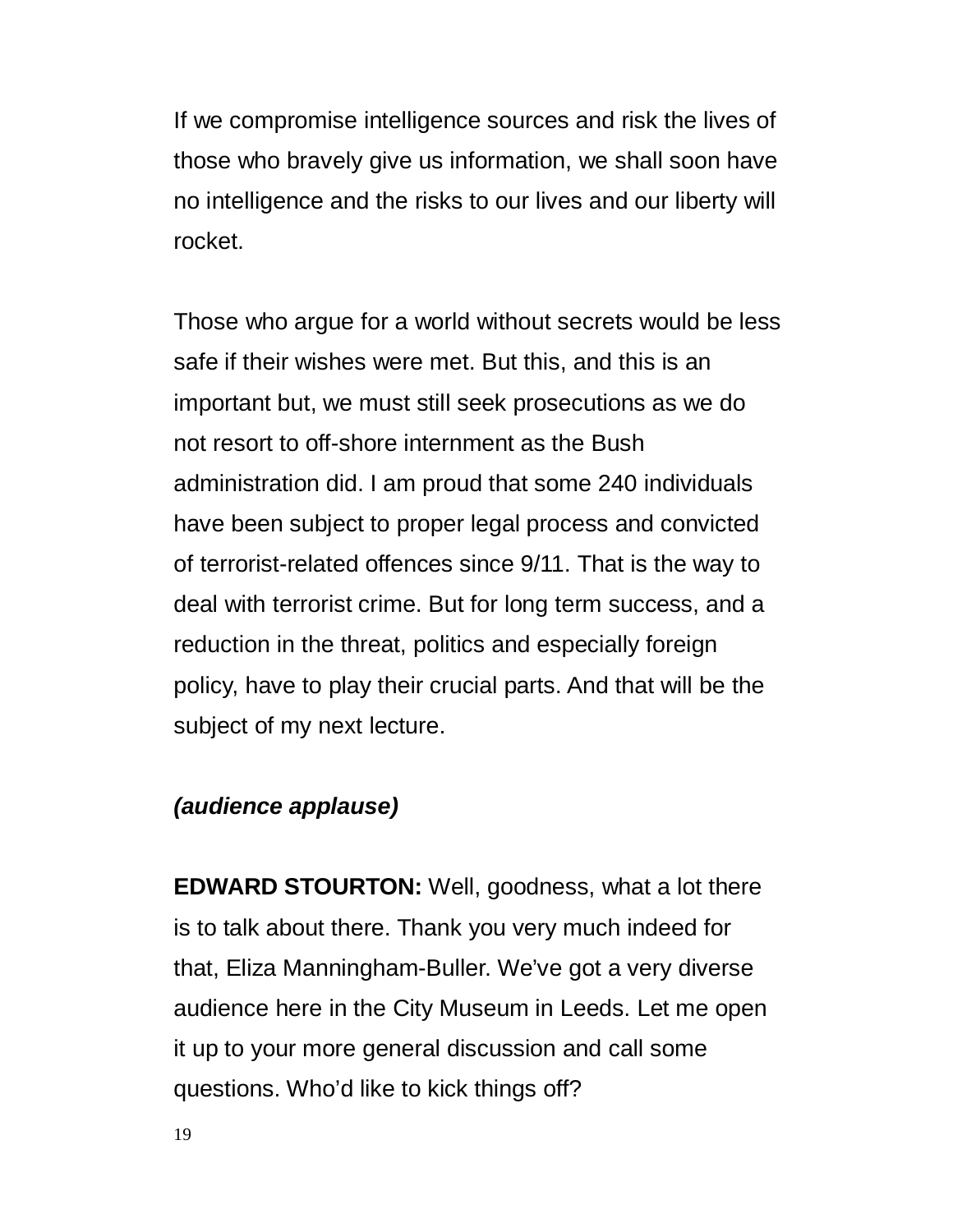If we compromise intelligence sources and risk the lives of those who bravely give us information, we shall soon have no intelligence and the risks to our lives and our liberty will rocket.

Those who argue for a world without secrets would be less safe if their wishes were met. But this, and this is an important but, we must still seek prosecutions as we do not resort to off-shore internment as the Bush administration did. I am proud that some 240 individuals have been subject to proper legal process and convicted of terrorist-related offences since 9/11. That is the way to deal with terrorist crime. But for long term success, and a reduction in the threat, politics and especially foreign policy, have to play their crucial parts. And that will be the subject of my next lecture.

***(audience applause)***

**EDWARD STOURTON:** Well, goodness, what a lot there is to talk about there. Thank you very much indeed for that, Eliza Manningham-Buller. We've got a very diverse audience here in the City Museum in Leeds. Let me open it up to your more general discussion and call some questions. Who'd like to kick things off?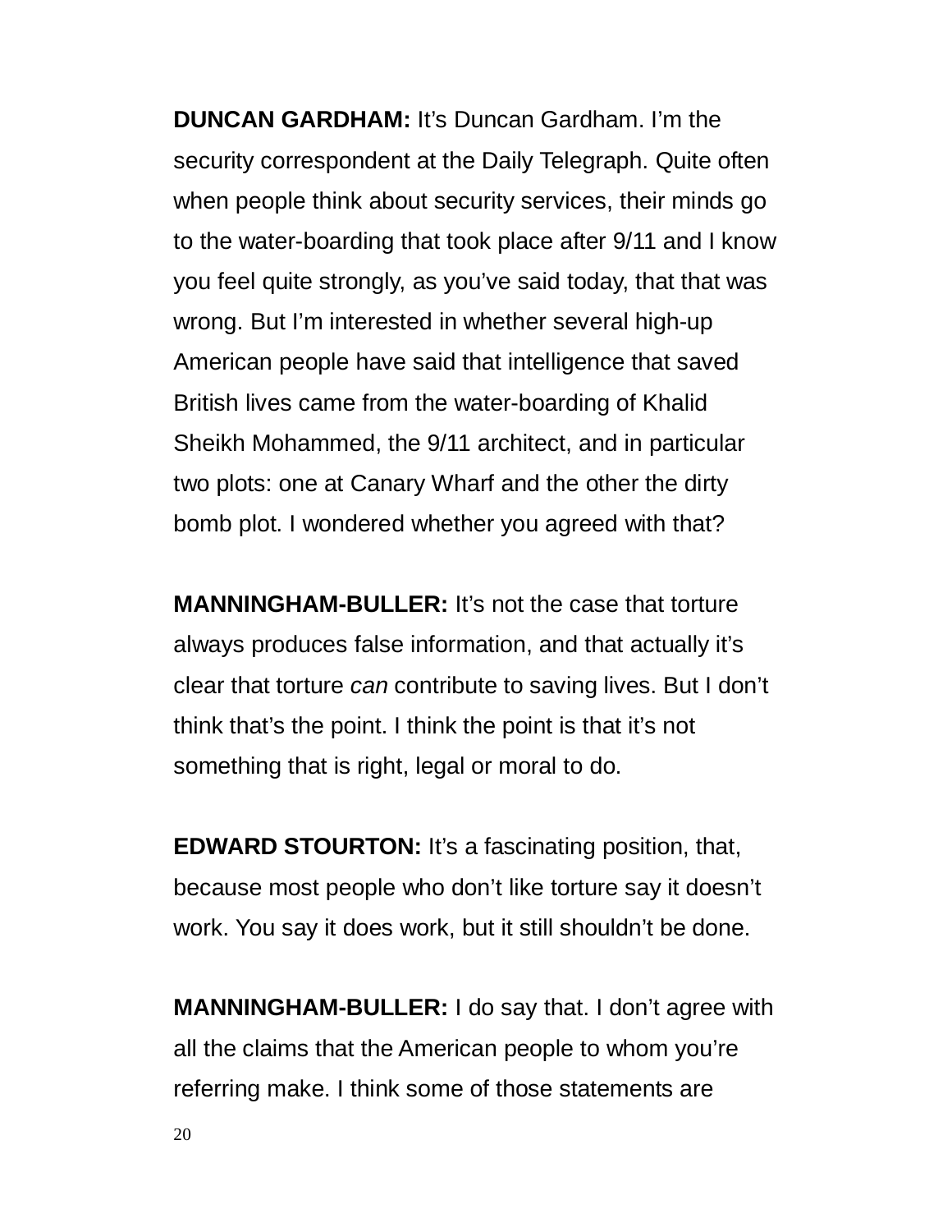**DUNCAN GARDHAM:** It's Duncan Gardham. I'm the security correspondent at the Daily Telegraph. Quite often when people think about security services, their minds go to the water-boarding that took place after 9/11 and I know you feel quite strongly, as you've said today, that that was wrong. But I'm interested in whether several high-up American people have said that intelligence that saved British lives came from the water-boarding of Khalid Sheikh Mohammed, the 9/11 architect, and in particular two plots: one at Canary Wharf and the other the dirty bomb plot. I wondered whether you agreed with that?

**MANNINGHAM-BULLER:** It's not the case that torture always produces false information, and that actually it's clear that torture *can* contribute to saving lives. But I don't think that's the point. I think the point is that it's not something that is right, legal or moral to do.

**EDWARD STOURTON:** It's a fascinating position, that, because most people who don't like torture say it doesn't work. You say it does work, but it still shouldn't be done.

**MANNINGHAM-BULLER:** I do say that. I don't agree with all the claims that the American people to whom you're referring make. I think some of those statements are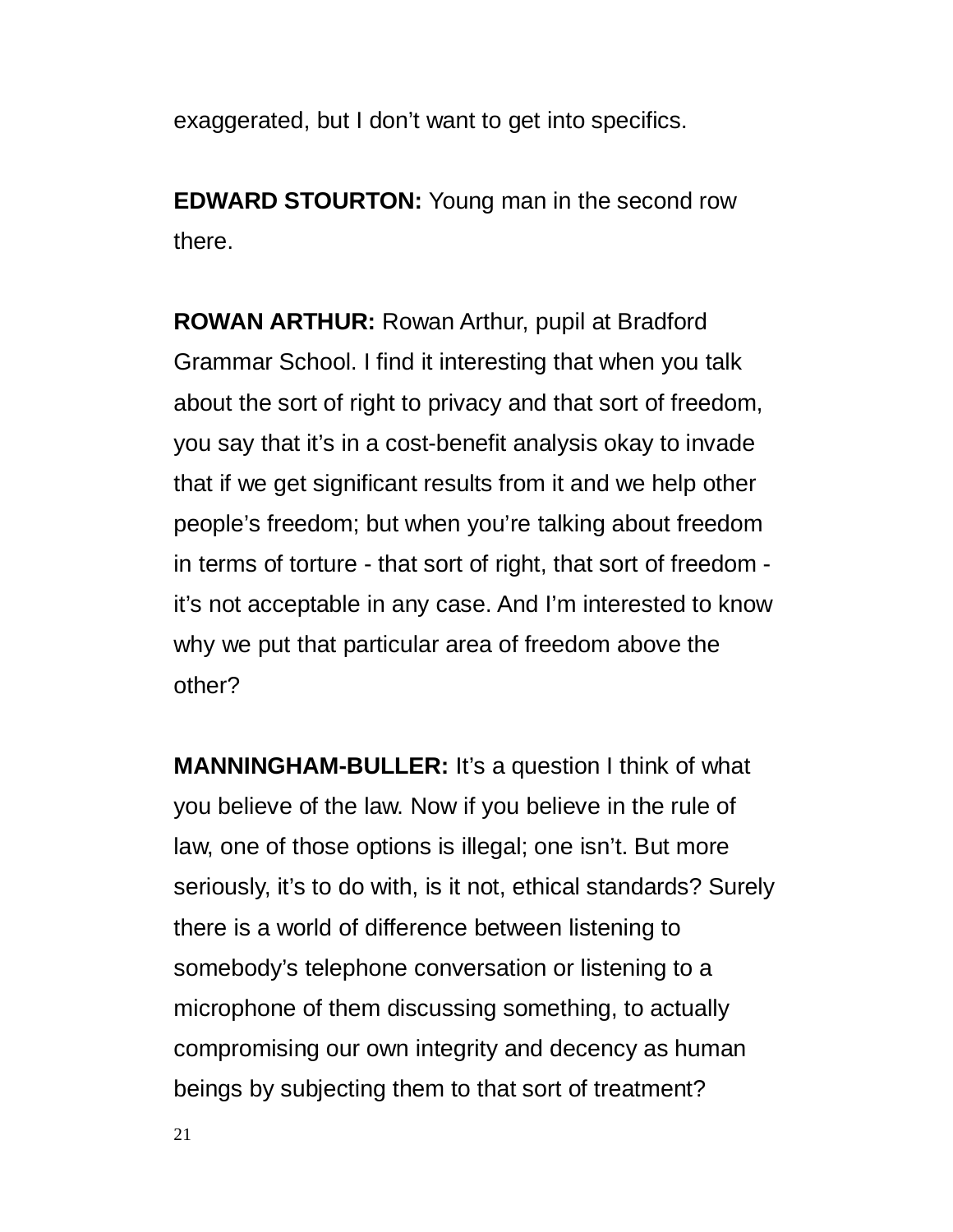exaggerated, but I don't want to get into specifics.

**EDWARD STOURTON:** Young man in the second row there.

**ROWAN ARTHUR:** Rowan Arthur, pupil at Bradford Grammar School. I find it interesting that when you talk about the sort of right to privacy and that sort of freedom, you say that it's in a cost-benefit analysis okay to invade that if we get significant results from it and we help other people's freedom; but when you're talking about freedom in terms of torture - that sort of right, that sort of freedom - it's not acceptable in any case. And I'm interested to know why we put that particular area of freedom above the other?

**MANNINGHAM-BULLER:** It's a question I think of what you believe of the law. Now if you believe in the rule of law, one of those options is illegal; one isn't. But more seriously, it's to do with, is it not, ethical standards? Surely there is a world of difference between listening to somebody's telephone conversation or listening to a microphone of them discussing something, to actually compromising our own integrity and decency as human beings by subjecting them to that sort of treatment?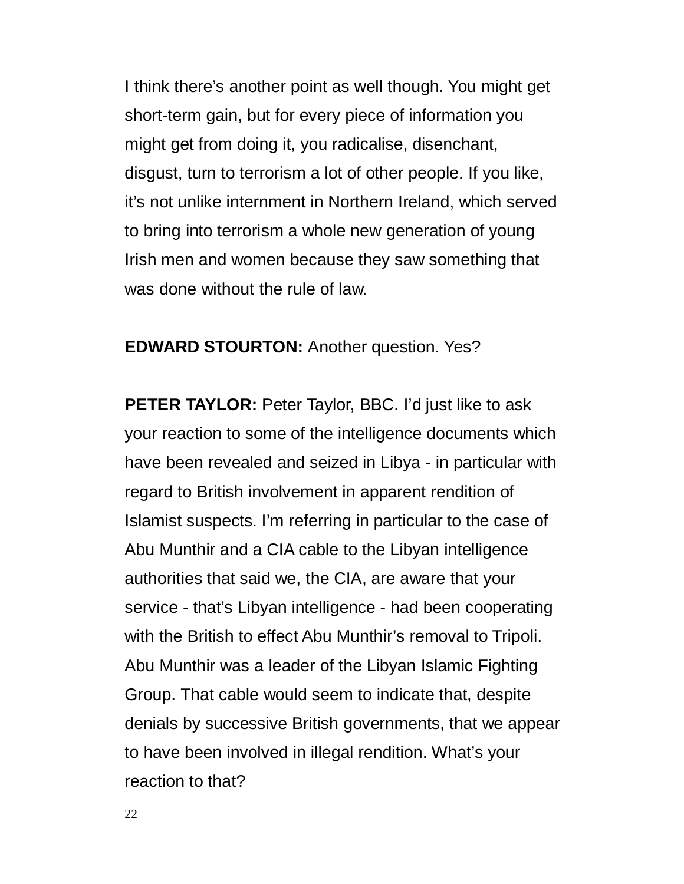I think there's another point as well though. You might get short-term gain, but for every piece of information you might get from doing it, you radicalise, disenchant, disgust, turn to terrorism a lot of other people. If you like, it's not unlike internment in Northern Ireland, which served to bring into terrorism a whole new generation of young Irish men and women because they saw something that was done without the rule of law.

**EDWARD STOURTON:** Another question. Yes?

**PETER TAYLOR:** Peter Taylor, BBC. I'd just like to ask your reaction to some of the intelligence documents which have been revealed and seized in Libya - in particular with regard to British involvement in apparent rendition of Islamist suspects. I'm referring in particular to the case of Abu Munthir and a CIA cable to the Libyan intelligence authorities that said we, the CIA, are aware that your service - that's Libyan intelligence - had been cooperating with the British to effect Abu Munthir's removal to Tripoli. Abu Munthir was a leader of the Libyan Islamic Fighting Group. That cable would seem to indicate that, despite denials by successive British governments, that we appear to have been involved in illegal rendition. What's your reaction to that?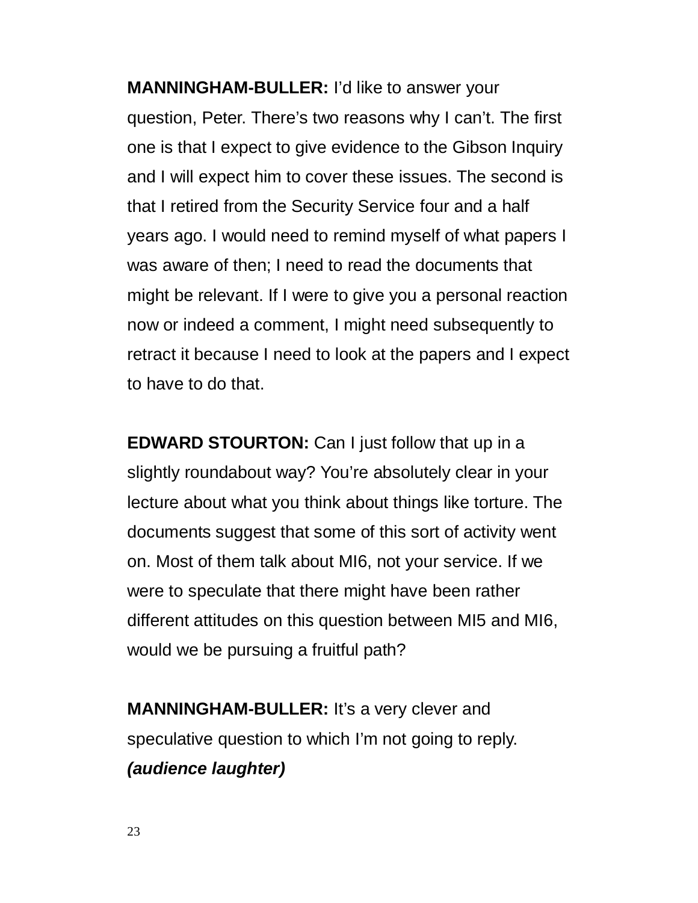**MANNINGHAM-BULLER:** I'd like to answer your question, Peter. There's two reasons why I can't. The first one is that I expect to give evidence to the Gibson Inquiry and I will expect him to cover these issues. The second is that I retired from the Security Service four and a half years ago. I would need to remind myself of what papers I was aware of then; I need to read the documents that might be relevant. If I were to give you a personal reaction now or indeed a comment, I might need subsequently to retract it because I need to look at the papers and I expect to have to do that.

**EDWARD STOURTON:** Can I just follow that up in a slightly roundabout way? You're absolutely clear in your lecture about what you think about things like torture. The documents suggest that some of this sort of activity went on. Most of them talk about MI6, not your service. If we were to speculate that there might have been rather different attitudes on this question between MI5 and MI6, would we be pursuing a fruitful path?

**MANNINGHAM-BULLER:** It's a very clever and speculative question to which I'm not going to reply.
***(audience laughter)***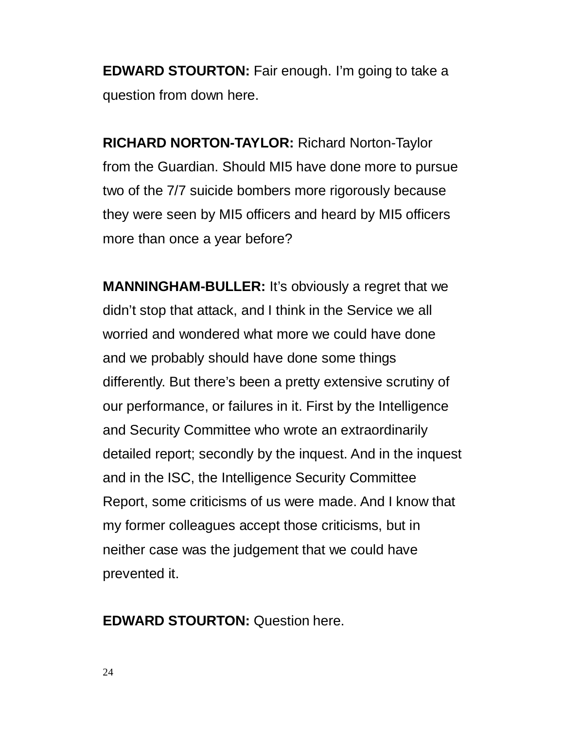**EDWARD STOURTON:** Fair enough. I'm going to take a question from down here.

**RICHARD NORTON-TAYLOR:** Richard Norton-Taylor from the Guardian. Should MI5 have done more to pursue two of the 7/7 suicide bombers more rigorously because they were seen by MI5 officers and heard by MI5 officers more than once a year before?

**MANNINGHAM-BULLER:** It's obviously a regret that we didn't stop that attack, and I think in the Service we all worried and wondered what more we could have done and we probably should have done some things differently. But there's been a pretty extensive scrutiny of our performance, or failures in it. First by the Intelligence and Security Committee who wrote an extraordinarily detailed report; secondly by the inquest. And in the inquest and in the ISC, the Intelligence Security Committee Report, some criticisms of us were made. And I know that my former colleagues accept those criticisms, but in neither case was the judgement that we could have prevented it.

**EDWARD STOURTON:** Question here.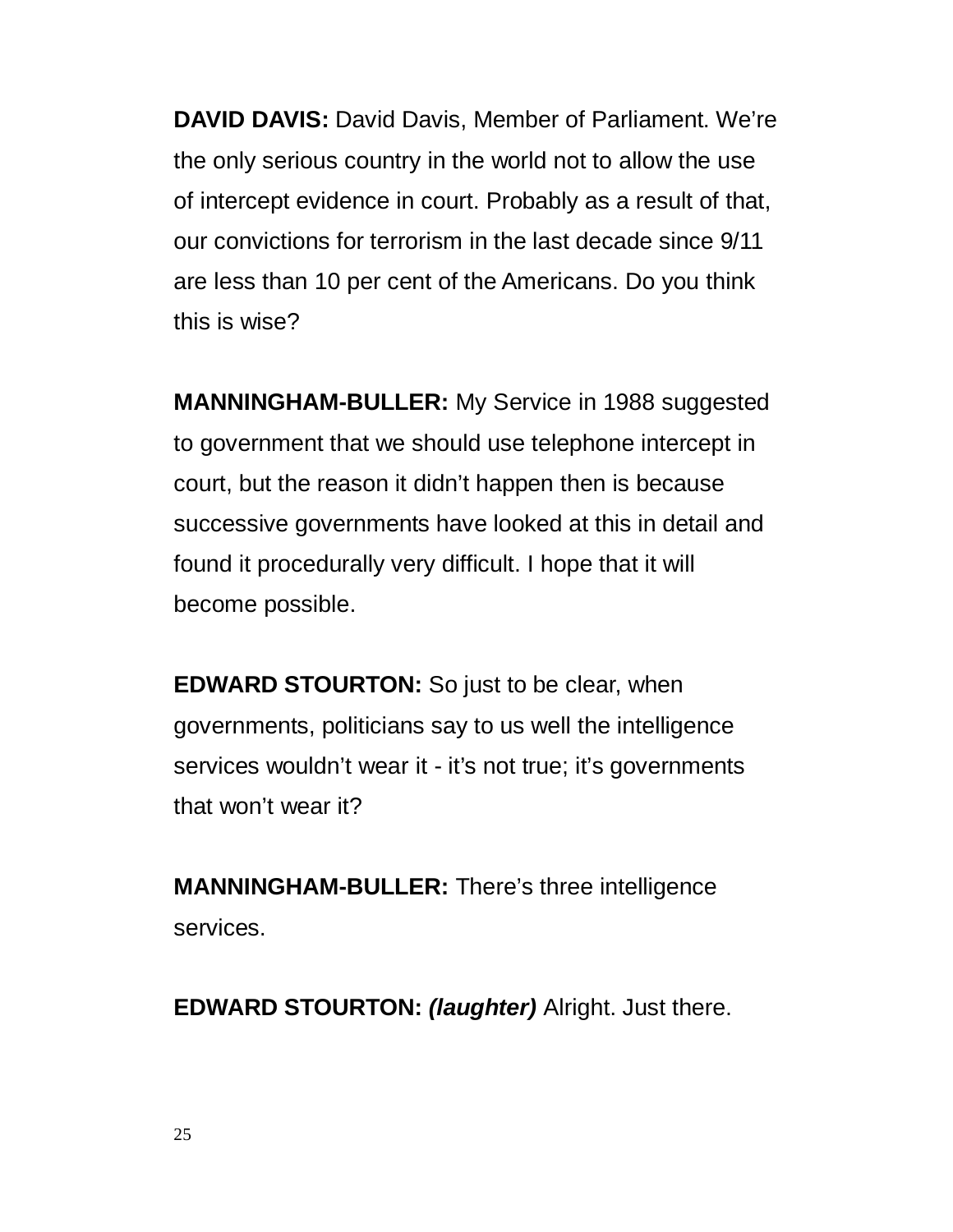**DAVID DAVIS:** David Davis, Member of Parliament. We're the only serious country in the world not to allow the use of intercept evidence in court. Probably as a result of that, our convictions for terrorism in the last decade since 9/11 are less than 10 per cent of the Americans. Do you think this is wise?

**MANNINGHAM-BULLER:** My Service in 1988 suggested to government that we should use telephone intercept in court, but the reason it didn't happen then is because successive governments have looked at this in detail and found it procedurally very difficult. I hope that it will become possible.

**EDWARD STOURTON:** So just to be clear, when governments, politicians say to us well the intelligence services wouldn't wear it - it's not true; it's governments that won't wear it?

**MANNINGHAM-BULLER:** There's three intelligence services.

**EDWARD STOURTON:** ***(laughter)*** Alright. Just there.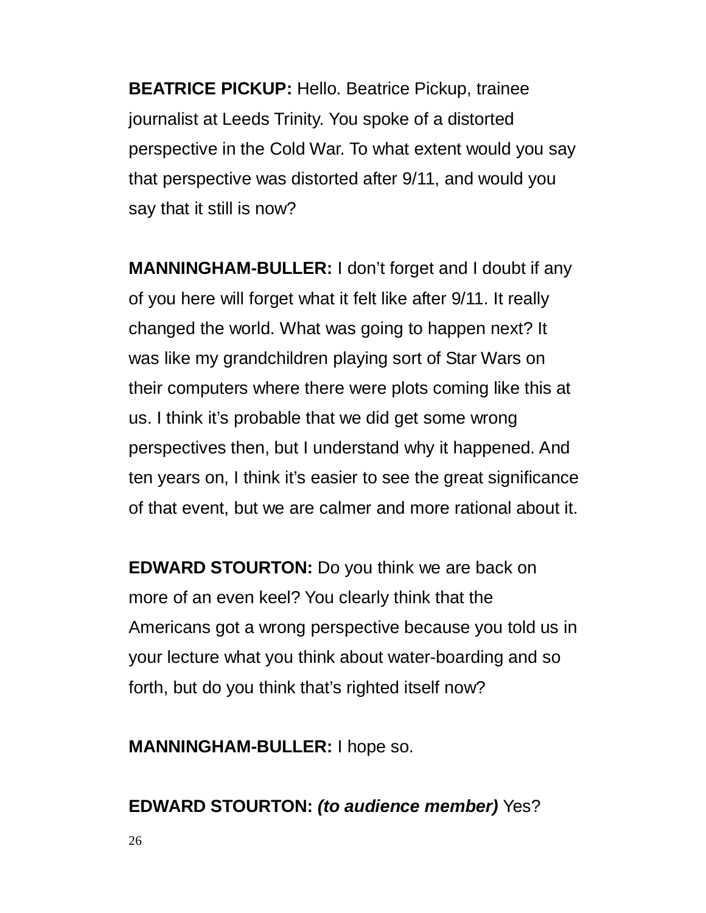**BEATRICE PICKUP:** Hello. Beatrice Pickup, trainee journalist at Leeds Trinity. You spoke of a distorted perspective in the Cold War. To what extent would you say that perspective was distorted after 9/11, and would you say that it still is now?

**MANNINGHAM-BULLER:** I don't forget and I doubt if any of you here will forget what it felt like after 9/11. It really changed the world. What was going to happen next? It was like my grandchildren playing sort of Star Wars on their computers where there were plots coming like this at us. I think it's probable that we did get some wrong perspectives then, but I understand why it happened. And ten years on, I think it's easier to see the great significance of that event, but we are calmer and more rational about it.

**EDWARD STOURTON:** Do you think we are back on more of an even keel? You clearly think that the Americans got a wrong perspective because you told us in your lecture what you think about water-boarding and so forth, but do you think that's righted itself now?

**MANNINGHAM-BULLER:** I hope so.

**EDWARD STOURTON:** ***(to audience member)*** Yes?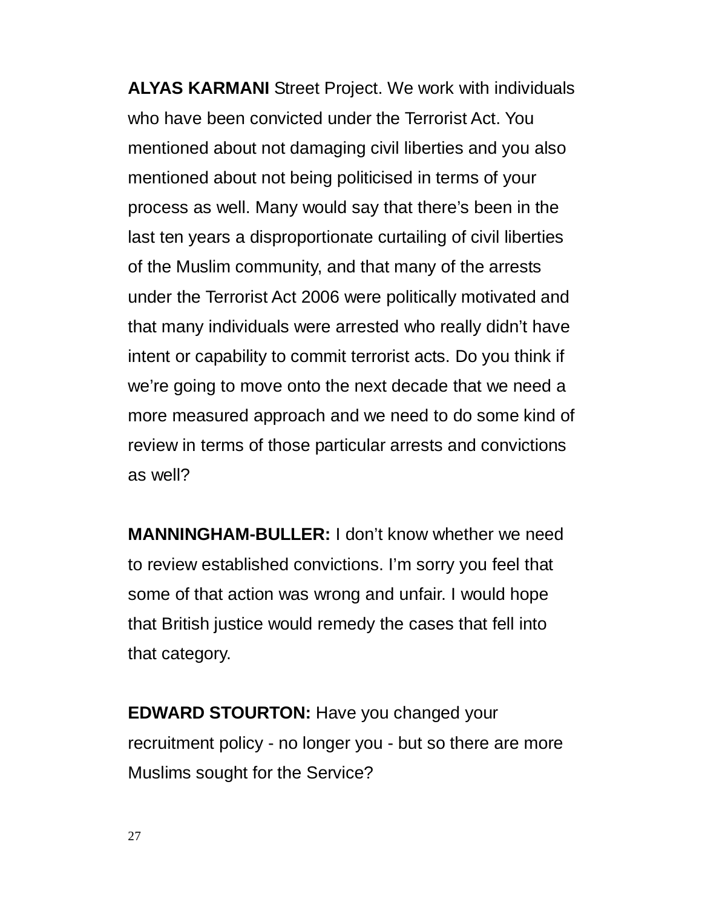**ALYAS KARMANI** Street Project. We work with individuals who have been convicted under the Terrorist Act. You mentioned about not damaging civil liberties and you also mentioned about not being politicised in terms of your process as well. Many would say that there's been in the last ten years a disproportionate curtailing of civil liberties of the Muslim community, and that many of the arrests under the Terrorist Act 2006 were politically motivated and that many individuals were arrested who really didn't have intent or capability to commit terrorist acts. Do you think if we're going to move onto the next decade that we need a more measured approach and we need to do some kind of review in terms of those particular arrests and convictions as well?

**MANNINGHAM-BULLER:** I don't know whether we need to review established convictions. I'm sorry you feel that some of that action was wrong and unfair. I would hope that British justice would remedy the cases that fell into that category.

**EDWARD STOURTON:** Have you changed your recruitment policy - no longer you - but so there are more Muslims sought for the Service?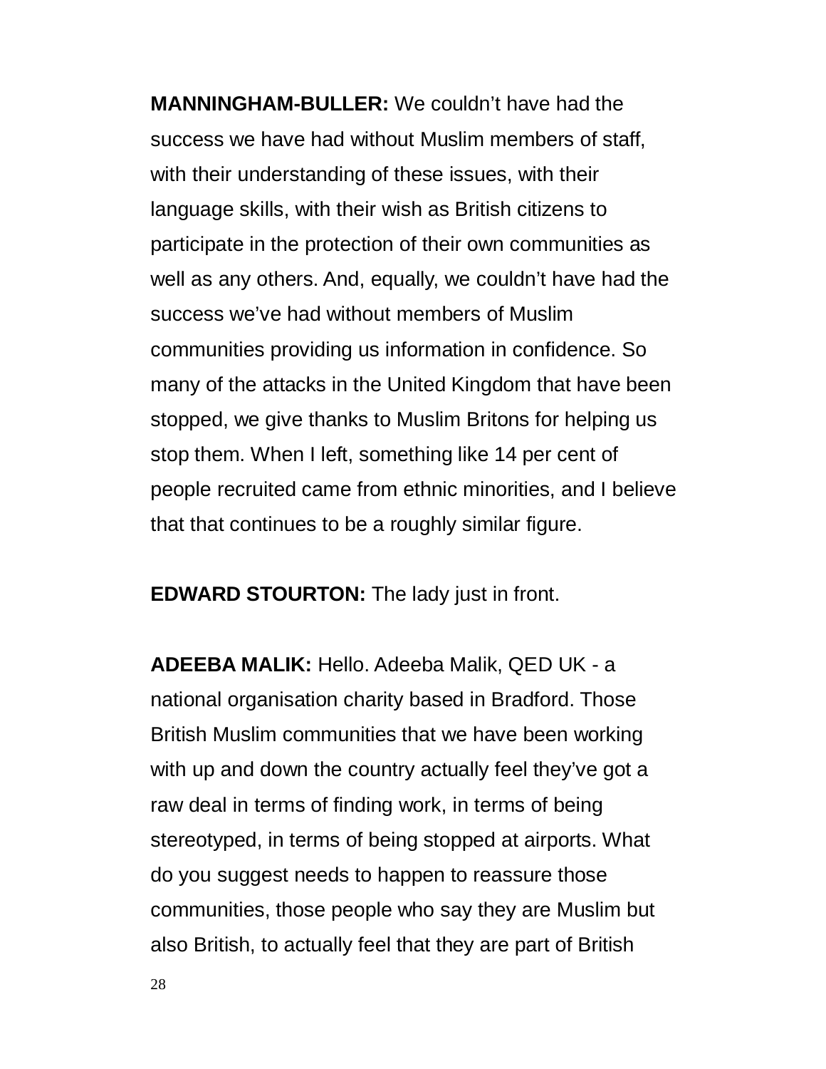**MANNINGHAM-BULLER:** We couldn't have had the success we have had without Muslim members of staff, with their understanding of these issues, with their language skills, with their wish as British citizens to participate in the protection of their own communities as well as any others. And, equally, we couldn't have had the success we've had without members of Muslim communities providing us information in confidence. So many of the attacks in the United Kingdom that have been stopped, we give thanks to Muslim Britons for helping us stop them. When I left, something like 14 per cent of people recruited came from ethnic minorities, and I believe that that continues to be a roughly similar figure.

**EDWARD STOURTON:** The lady just in front.

**ADEEBA MALIK:** Hello. Adeeba Malik, QED UK - a national organisation charity based in Bradford. Those British Muslim communities that we have been working with up and down the country actually feel they've got a raw deal in terms of finding work, in terms of being stereotyped, in terms of being stopped at airports. What do you suggest needs to happen to reassure those communities, those people who say they are Muslim but also British, to actually feel that they are part of British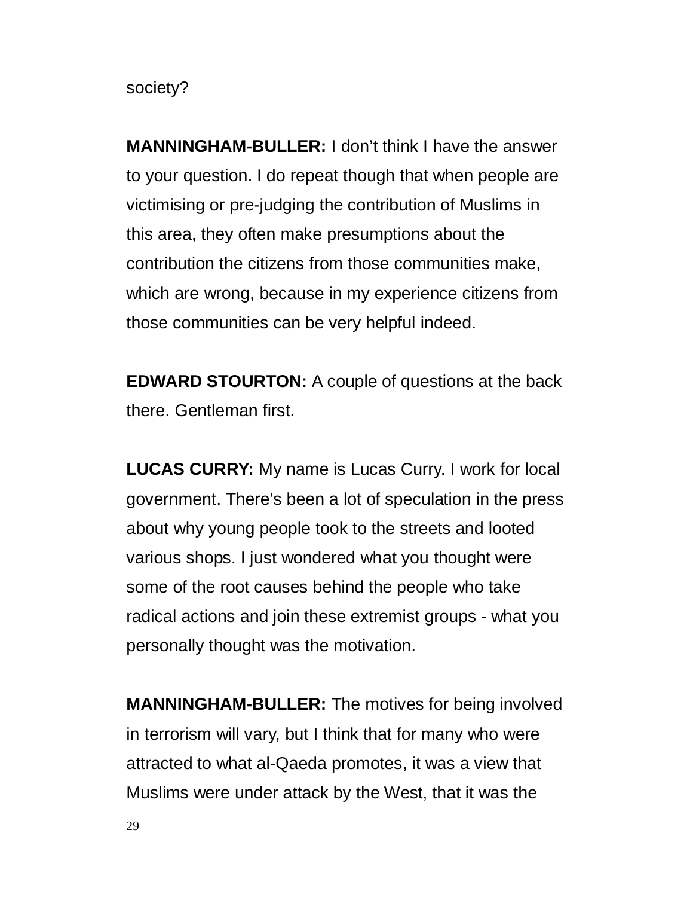society?

**MANNINGHAM-BULLER:** I don't think I have the answer to your question. I do repeat though that when people are victimising or pre-judging the contribution of Muslims in this area, they often make presumptions about the contribution the citizens from those communities make, which are wrong, because in my experience citizens from those communities can be very helpful indeed.

**EDWARD STOURTON:** A couple of questions at the back there. Gentleman first.

**LUCAS CURRY:** My name is Lucas Curry. I work for local government. There's been a lot of speculation in the press about why young people took to the streets and looted various shops. I just wondered what you thought were some of the root causes behind the people who take radical actions and join these extremist groups - what you personally thought was the motivation.

**MANNINGHAM-BULLER:** The motives for being involved in terrorism will vary, but I think that for many who were attracted to what al-Qaeda promotes, it was a view that Muslims were under attack by the West, that it was the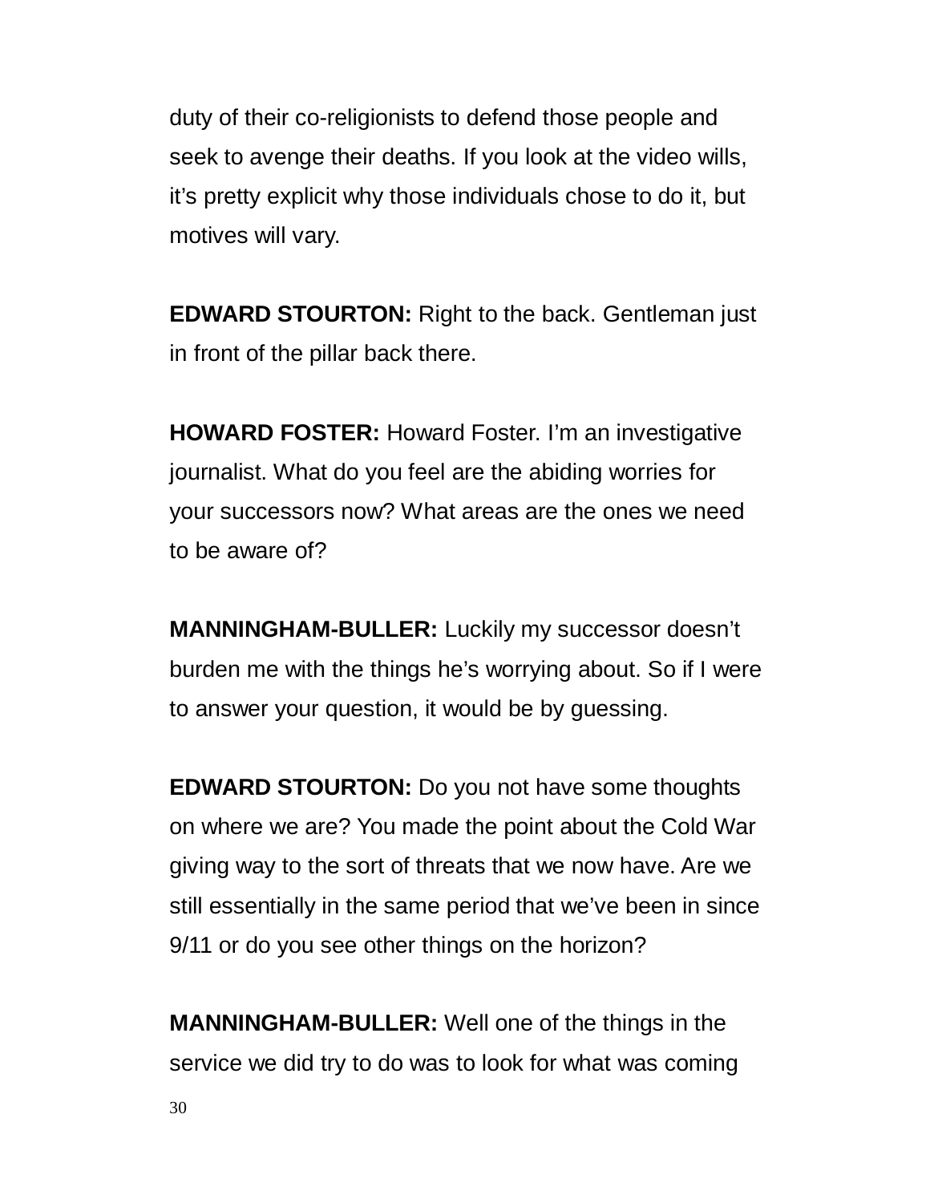duty of their co-religionists to defend those people and seek to avenge their deaths. If you look at the video wills, it's pretty explicit why those individuals chose to do it, but motives will vary.

**EDWARD STOURTON:** Right to the back. Gentleman just in front of the pillar back there.

**HOWARD FOSTER:** Howard Foster. I'm an investigative journalist. What do you feel are the abiding worries for your successors now? What areas are the ones we need to be aware of?

**MANNINGHAM-BULLER:** Luckily my successor doesn't burden me with the things he's worrying about. So if I were to answer your question, it would be by guessing.

**EDWARD STOURTON:** Do you not have some thoughts on where we are? You made the point about the Cold War giving way to the sort of threats that we now have. Are we still essentially in the same period that we've been in since 9/11 or do you see other things on the horizon?

**MANNINGHAM-BULLER:** Well one of the things in the service we did try to do was to look for what was coming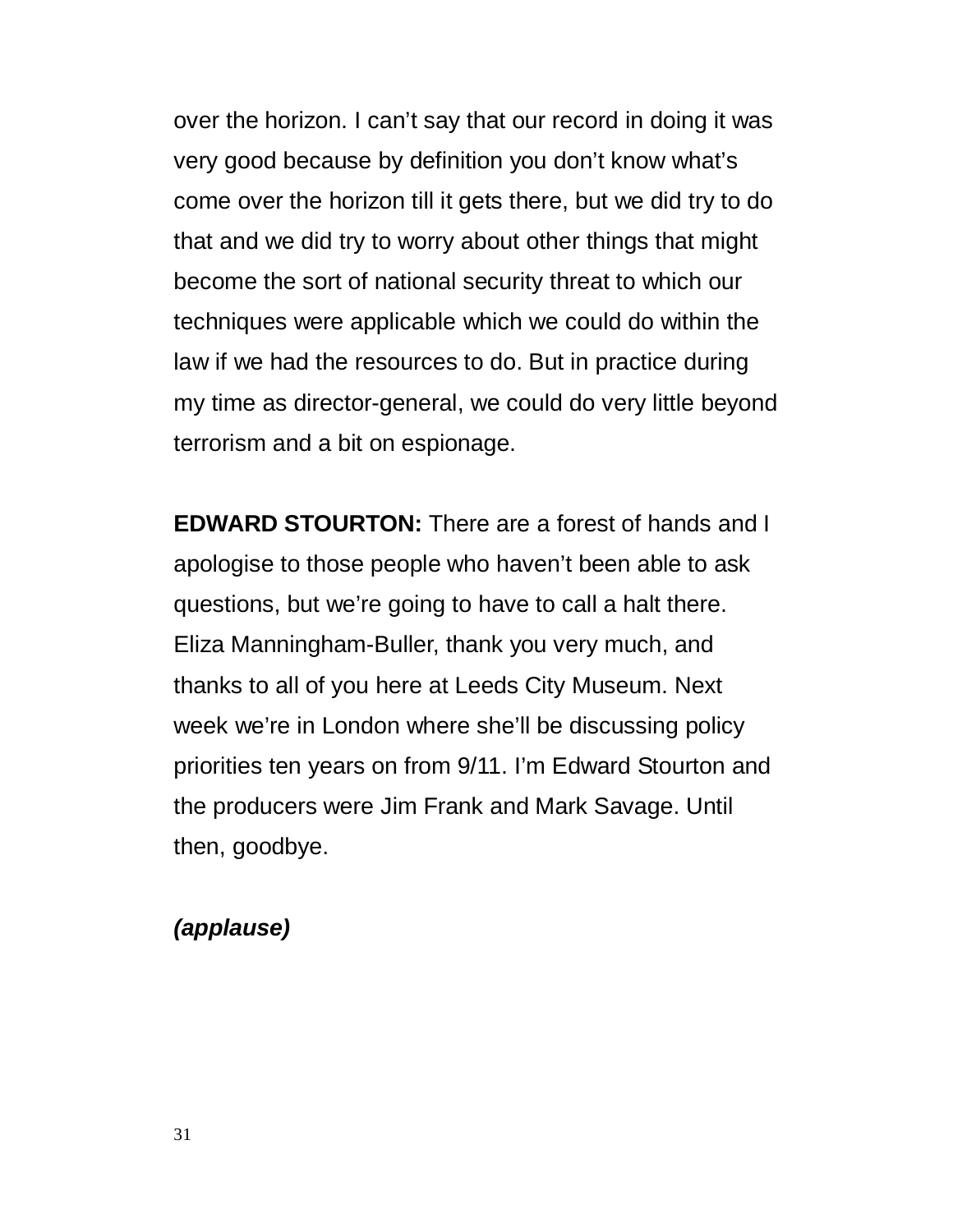over the horizon. I can’t say that our record in doing it was very good because by definition you don’t know what’s come over the horizon till it gets there, but we did try to do that and we did try to worry about other things that might become the sort of national security threat to which our techniques were applicable which we could do within the law if we had the resources to do. But in practice during my time as director-general, we could do very little beyond terrorism and a bit on espionage.

**EDWARD STOURTON:** There are a forest of hands and I apologise to those people who haven’t been able to ask questions, but we’re going to have to call a halt there. Eliza Manningham-Buller, thank you very much, and thanks to all of you here at Leeds City Museum. Next week we’re in London where she’ll be discussing policy priorities ten years on from 9/11. I’m Edward Stourton and the producers were Jim Frank and Mark Savage. Until then, goodbye.

***(applause)***